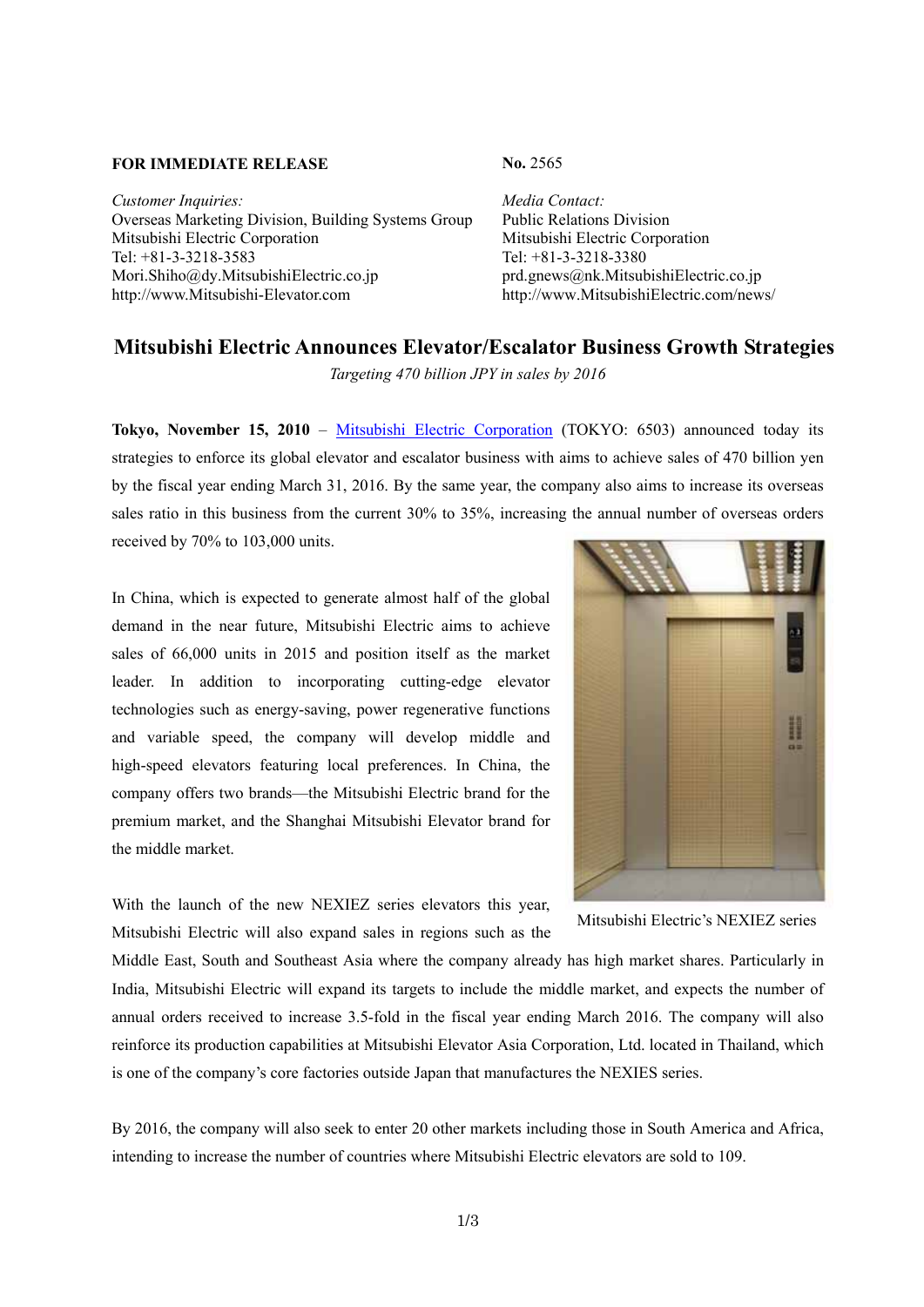**FOR IMMEDIATE RELEASE**

**No.** 2565

*Customer Inquiries:*
Overseas Marketing Division, Building Systems Group
Mitsubishi Electric Corporation
Tel: +81-3-3218-3583
Mori.Shiho@dy.MitsubishiElectric.co.jp
http://www.Mitsubishi-Elevator.com

*Media Contact:*
Public Relations Division
Mitsubishi Electric Corporation
Tel: +81-3-3218-3380
prd.gnews@nk.MitsubishiElectric.co.jp
http://www.MitsubishiElectric.com/news/

# Mitsubishi Electric Announces Elevator/Escalator Business Growth Strategies

*Targeting 470 billion JPY in sales by 2016*

**Tokyo, November 15, 2010** – Mitsubishi Electric Corporation (TOKYO: 6503) announced today its strategies to enforce its global elevator and escalator business with aims to achieve sales of 470 billion yen by the fiscal year ending March 31, 2016. By the same year, the company also aims to increase its overseas sales ratio in this business from the current 30% to 35%, increasing the annual number of overseas orders received by 70% to 103,000 units.

In China, which is expected to generate almost half of the global demand in the near future, Mitsubishi Electric aims to achieve sales of 66,000 units in 2015 and position itself as the market leader. In addition to incorporating cutting-edge elevator technologies such as energy-saving, power regenerative functions and variable speed, the company will develop middle and high-speed elevators featuring local preferences. In China, the company offers two brands—the Mitsubishi Electric brand for the premium market, and the Shanghai Mitsubishi Elevator brand for the middle market.

Mitsubishi Electric's NEXIEZ series

With the launch of the new NEXIEZ series elevators this year, Mitsubishi Electric will also expand sales in regions such as the Middle East, South and Southeast Asia where the company already has high market shares. Particularly in India, Mitsubishi Electric will expand its targets to include the middle market, and expects the number of annual orders received to increase 3.5-fold in the fiscal year ending March 2016. The company will also reinforce its production capabilities at Mitsubishi Elevator Asia Corporation, Ltd. located in Thailand, which is one of the company's core factories outside Japan that manufactures the NEXIES series.

By 2016, the company will also seek to enter 20 other markets including those in South America and Africa, intending to increase the number of countries where Mitsubishi Electric elevators are sold to 109.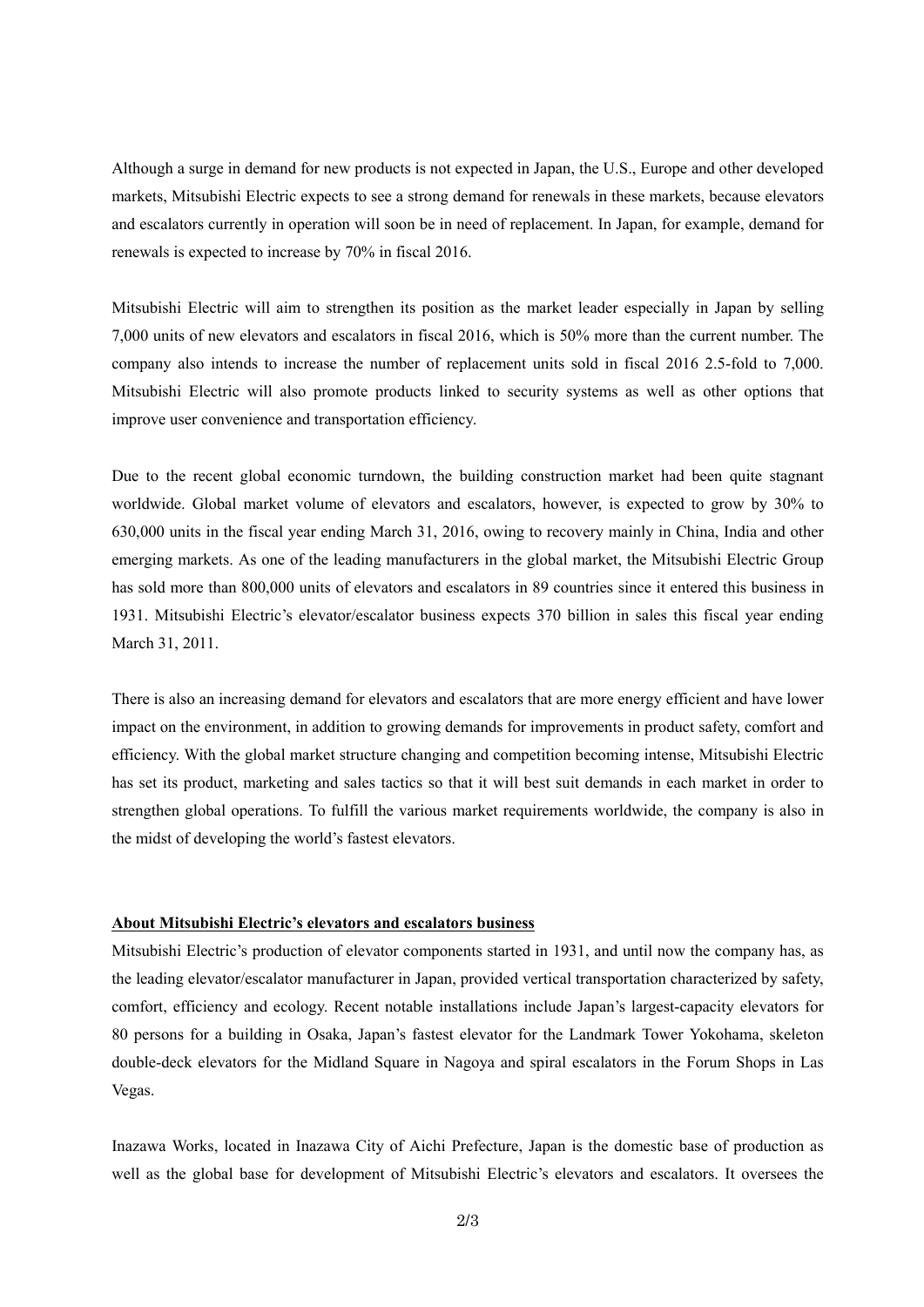Although a surge in demand for new products is not expected in Japan, the U.S., Europe and other developed markets, Mitsubishi Electric expects to see a strong demand for renewals in these markets, because elevators and escalators currently in operation will soon be in need of replacement. In Japan, for example, demand for renewals is expected to increase by 70% in fiscal 2016.

Mitsubishi Electric will aim to strengthen its position as the market leader especially in Japan by selling 7,000 units of new elevators and escalators in fiscal 2016, which is 50% more than the current number. The company also intends to increase the number of replacement units sold in fiscal 2016 2.5-fold to 7,000. Mitsubishi Electric will also promote products linked to security systems as well as other options that improve user convenience and transportation efficiency.

Due to the recent global economic turndown, the building construction market had been quite stagnant worldwide. Global market volume of elevators and escalators, however, is expected to grow by 30% to 630,000 units in the fiscal year ending March 31, 2016, owing to recovery mainly in China, India and other emerging markets. As one of the leading manufacturers in the global market, the Mitsubishi Electric Group has sold more than 800,000 units of elevators and escalators in 89 countries since it entered this business in 1931. Mitsubishi Electric's elevator/escalator business expects 370 billion in sales this fiscal year ending March 31, 2011.

There is also an increasing demand for elevators and escalators that are more energy efficient and have lower impact on the environment, in addition to growing demands for improvements in product safety, comfort and efficiency. With the global market structure changing and competition becoming intense, Mitsubishi Electric has set its product, marketing and sales tactics so that it will best suit demands in each market in order to strengthen global operations. To fulfill the various market requirements worldwide, the company is also in the midst of developing the world's fastest elevators.

**About Mitsubishi Electric's elevators and escalators business**

Mitsubishi Electric's production of elevator components started in 1931, and until now the company has, as the leading elevator/escalator manufacturer in Japan, provided vertical transportation characterized by safety, comfort, efficiency and ecology. Recent notable installations include Japan's largest-capacity elevators for 80 persons for a building in Osaka, Japan's fastest elevator for the Landmark Tower Yokohama, skeleton double-deck elevators for the Midland Square in Nagoya and spiral escalators in the Forum Shops in Las Vegas.

Inazawa Works, located in Inazawa City of Aichi Prefecture, Japan is the domestic base of production as well as the global base for development of Mitsubishi Electric's elevators and escalators. It oversees the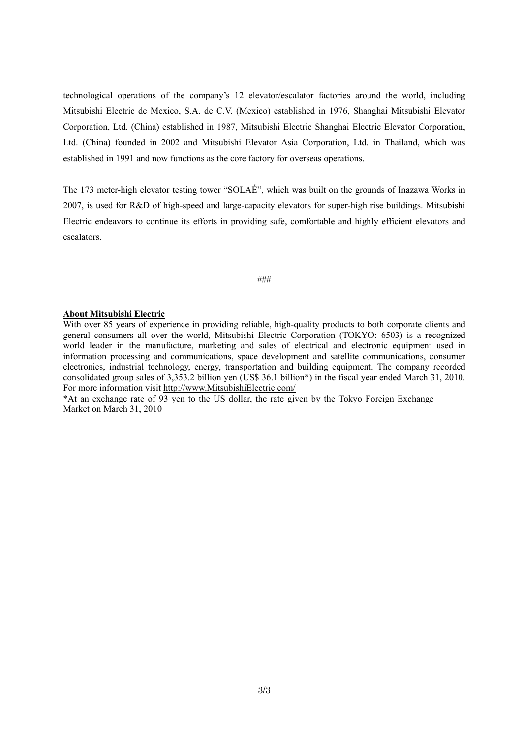technological operations of the company's 12 elevator/escalator factories around the world, including Mitsubishi Electric de Mexico, S.A. de C.V. (Mexico) established in 1976, Shanghai Mitsubishi Elevator Corporation, Ltd. (China) established in 1987, Mitsubishi Electric Shanghai Electric Elevator Corporation, Ltd. (China) founded in 2002 and Mitsubishi Elevator Asia Corporation, Ltd. in Thailand, which was established in 1991 and now functions as the core factory for overseas operations.

The 173 meter-high elevator testing tower "SOLAÉ", which was built on the grounds of Inazawa Works in 2007, is used for R&D of high-speed and large-capacity elevators for super-high rise buildings. Mitsubishi Electric endeavors to continue its efforts in providing safe, comfortable and highly efficient elevators and escalators.

###

**About Mitsubishi Electric**

With over 85 years of experience in providing reliable, high-quality products to both corporate clients and general consumers all over the world, Mitsubishi Electric Corporation (TOKYO: 6503) is a recognized world leader in the manufacture, marketing and sales of electrical and electronic equipment used in information processing and communications, space development and satellite communications, consumer electronics, industrial technology, energy, transportation and building equipment. The company recorded consolidated group sales of 3,353.2 billion yen (US$ 36.1 billion*) in the fiscal year ended March 31, 2010. For more information visit http://www.MitsubishiElectric.com/

*At an exchange rate of 93 yen to the US dollar, the rate given by the Tokyo Foreign Exchange Market on March 31, 2010